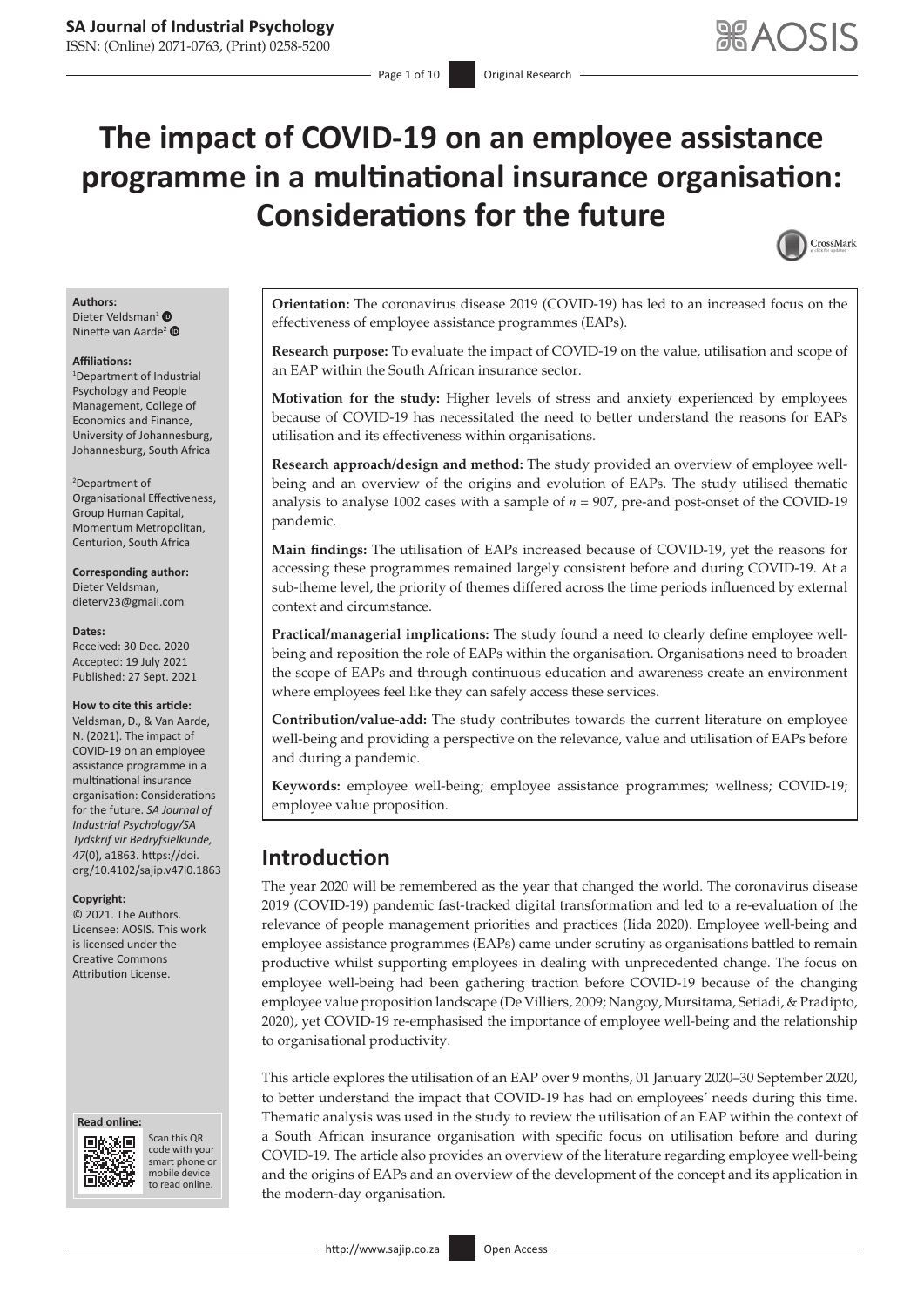# The impact of COVID-19 on an employee assistance programme in a multinational insurance organisation: Considerations for the future

**Authors:**
Dieter Veldsman[1]
Ninette van Aarde[2]

**Affiliations:**
[1]Department of Industrial Psychology and People Management, College of Economics and Finance, University of Johannesburg, Johannesburg, South Africa

[2]Department of Organisational Effectiveness, Group Human Capital, Momentum Metropolitan, Centurion, South Africa

**Corresponding author:**
Dieter Veldsman,
dieterv23@gmail.com

**Dates:**
Received: 30 Dec. 2020
Accepted: 19 July 2021
Published: 27 Sept. 2021

**How to cite this article:**
Veldsman, D., & Van Aarde, N. (2021). The impact of COVID-19 on an employee assistance programme in a multinational insurance organisation: Considerations for the future. *SA Journal of Industrial Psychology/SA Tydskrif vir Bedryfsielkunde, 47*(0), a1863. https://doi.org/10.4102/sajip.v47i0.1863

**Copyright:**
© 2021. The Authors. Licensee: AOSIS. This work is licensed under the Creative Commons Attribution License.

**Orientation:** The coronavirus disease 2019 (COVID-19) has led to an increased focus on the effectiveness of employee assistance programmes (EAPs).

**Research purpose:** To evaluate the impact of COVID-19 on the value, utilisation and scope of an EAP within the South African insurance sector.

**Motivation for the study:** Higher levels of stress and anxiety experienced by employees because of COVID-19 has necessitated the need to better understand the reasons for EAPs utilisation and its effectiveness within organisations.

**Research approach/design and method:** The study provided an overview of employee well-being and an overview of the origins and evolution of EAPs. The study utilised thematic analysis to analyse 1002 cases with a sample of $n$ = 907, pre-and post-onset of the COVID-19 pandemic.

**Main findings:** The utilisation of EAPs increased because of COVID-19, yet the reasons for accessing these programmes remained largely consistent before and during COVID-19. At a sub-theme level, the priority of themes differed across the time periods influenced by external context and circumstance.

**Practical/managerial implications:** The study found a need to clearly define employee well-being and reposition the role of EAPs within the organisation. Organisations need to broaden the scope of EAPs and through continuous education and awareness create an environment where employees feel like they can safely access these services.

**Contribution/value-add:** The study contributes towards the current literature on employee well-being and providing a perspective on the relevance, value and utilisation of EAPs before and during a pandemic.

**Keywords:** employee well-being; employee assistance programmes; wellness; COVID-19; employee value proposition.

## Introduction

The year 2020 will be remembered as the year that changed the world. The coronavirus disease 2019 (COVID-19) pandemic fast-tracked digital transformation and led to a re-evaluation of the relevance of people management priorities and practices (Iida 2020). Employee well-being and employee assistance programmes (EAPs) came under scrutiny as organisations battled to remain productive whilst supporting employees in dealing with unprecedented change. The focus on employee well-being had been gathering traction before COVID-19 because of the changing employee value proposition landscape (De Villiers, 2009; Nangoy, Mursitama, Setiadi, & Pradipto, 2020), yet COVID-19 re-emphasised the importance of employee well-being and the relationship to organisational productivity.

This article explores the utilisation of an EAP over 9 months, 01 January 2020–30 September 2020, to better understand the impact that COVID-19 has had on employees' needs during this time. Thematic analysis was used in the study to review the utilisation of an EAP within the context of a South African insurance organisation with specific focus on utilisation before and during COVID-19. The article also provides an overview of the literature regarding employee well-being and the origins of EAPs and an overview of the development of the concept and its application in the modern-day organisation.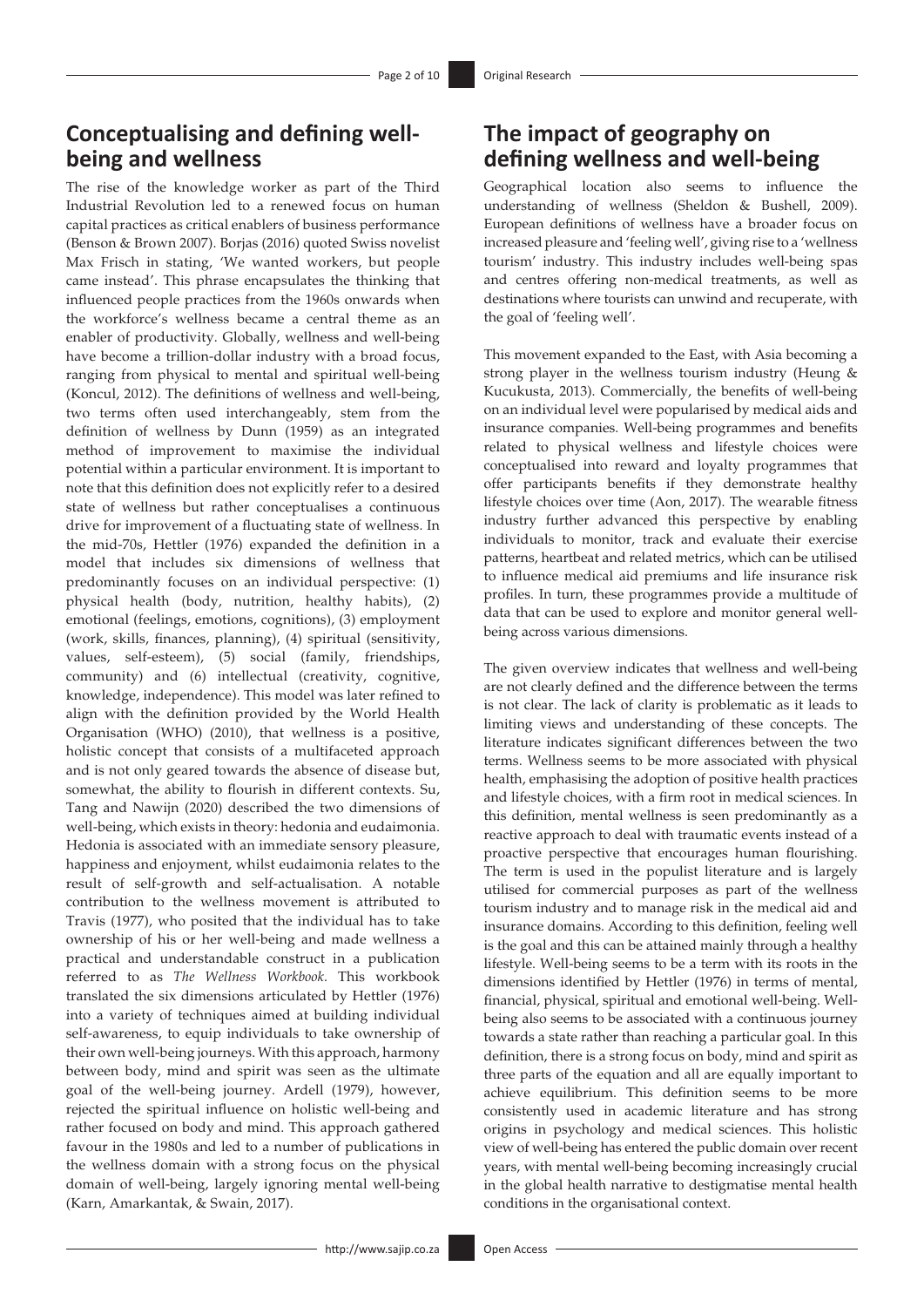## Conceptualising and defining well-being and wellness

The rise of the knowledge worker as part of the Third Industrial Revolution led to a renewed focus on human capital practices as critical enablers of business performance (Benson & Brown 2007). Borjas (2016) quoted Swiss novelist Max Frisch in stating, 'We wanted workers, but people came instead'. This phrase encapsulates the thinking that influenced people practices from the 1960s onwards when the workforce's wellness became a central theme as an enabler of productivity. Globally, wellness and well-being have become a trillion-dollar industry with a broad focus, ranging from physical to mental and spiritual well-being (Koncul, 2012). The definitions of wellness and well-being, two terms often used interchangeably, stem from the definition of wellness by Dunn (1959) as an integrated method of improvement to maximise the individual potential within a particular environment. It is important to note that this definition does not explicitly refer to a desired state of wellness but rather conceptualises a continuous drive for improvement of a fluctuating state of wellness. In the mid-70s, Hettler (1976) expanded the definition in a model that includes six dimensions of wellness that predominantly focuses on an individual perspective: (1) physical health (body, nutrition, healthy habits), (2) emotional (feelings, emotions, cognitions), (3) employment (work, skills, finances, planning), (4) spiritual (sensitivity, values, self-esteem), (5) social (family, friendships, community) and (6) intellectual (creativity, cognitive, knowledge, independence). This model was later refined to align with the definition provided by the World Health Organisation (WHO) (2010), that wellness is a positive, holistic concept that consists of a multifaceted approach and is not only geared towards the absence of disease but, somewhat, the ability to flourish in different contexts. Su, Tang and Nawijn (2020) described the two dimensions of well-being, which exists in theory: hedonia and eudaimonia. Hedonia is associated with an immediate sensory pleasure, happiness and enjoyment, whilst eudaimonia relates to the result of self-growth and self-actualisation. A notable contribution to the wellness movement is attributed to Travis (1977), who posited that the individual has to take ownership of his or her well-being and made wellness a practical and understandable construct in a publication referred to as *The Wellness Workbook*. This workbook translated the six dimensions articulated by Hettler (1976) into a variety of techniques aimed at building individual self-awareness, to equip individuals to take ownership of their own well-being journeys. With this approach, harmony between body, mind and spirit was seen as the ultimate goal of the well-being journey. Ardell (1979), however, rejected the spiritual influence on holistic well-being and rather focused on body and mind. This approach gathered favour in the 1980s and led to a number of publications in the wellness domain with a strong focus on the physical domain of well-being, largely ignoring mental well-being (Karn, Amarkantak, & Swain, 2017).

## The impact of geography on defining wellness and well-being

Geographical location also seems to influence the understanding of wellness (Sheldon & Bushell, 2009). European definitions of wellness have a broader focus on increased pleasure and 'feeling well', giving rise to a 'wellness tourism' industry. This industry includes well-being spas and centres offering non-medical treatments, as well as destinations where tourists can unwind and recuperate, with the goal of 'feeling well'.

This movement expanded to the East, with Asia becoming a strong player in the wellness tourism industry (Heung & Kucukusta, 2013). Commercially, the benefits of well-being on an individual level were popularised by medical aids and insurance companies. Well-being programmes and benefits related to physical wellness and lifestyle choices were conceptualised into reward and loyalty programmes that offer participants benefits if they demonstrate healthy lifestyle choices over time (Aon, 2017). The wearable fitness industry further advanced this perspective by enabling individuals to monitor, track and evaluate their exercise patterns, heartbeat and related metrics, which can be utilised to influence medical aid premiums and life insurance risk profiles. In turn, these programmes provide a multitude of data that can be used to explore and monitor general well-being across various dimensions.

The given overview indicates that wellness and well-being are not clearly defined and the difference between the terms is not clear. The lack of clarity is problematic as it leads to limiting views and understanding of these concepts. The literature indicates significant differences between the two terms. Wellness seems to be more associated with physical health, emphasising the adoption of positive health practices and lifestyle choices, with a firm root in medical sciences. In this definition, mental wellness is seen predominantly as a reactive approach to deal with traumatic events instead of a proactive perspective that encourages human flourishing. The term is used in the populist literature and is largely utilised for commercial purposes as part of the wellness tourism industry and to manage risk in the medical aid and insurance domains. According to this definition, feeling well is the goal and this can be attained mainly through a healthy lifestyle. Well-being seems to be a term with its roots in the dimensions identified by Hettler (1976) in terms of mental, financial, physical, spiritual and emotional well-being. Well-being also seems to be associated with a continuous journey towards a state rather than reaching a particular goal. In this definition, there is a strong focus on body, mind and spirit as three parts of the equation and all are equally important to achieve equilibrium. This definition seems to be more consistently used in academic literature and has strong origins in psychology and medical sciences. This holistic view of well-being has entered the public domain over recent years, with mental well-being becoming increasingly crucial in the global health narrative to destigmatise mental health conditions in the organisational context.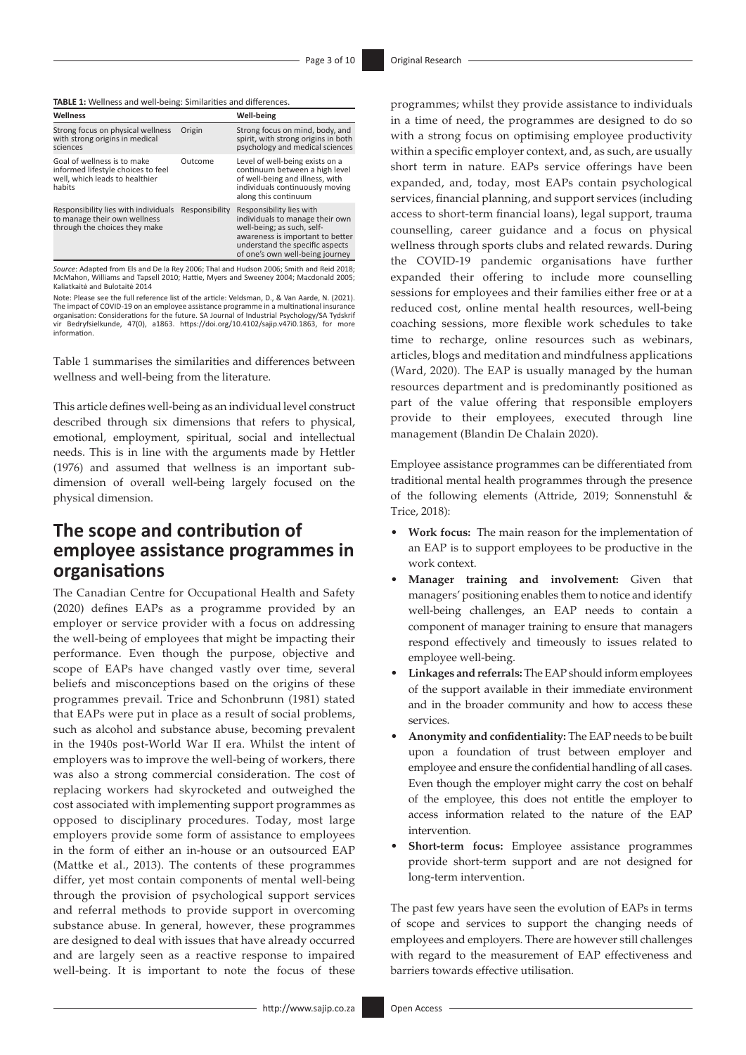**TABLE 1:** Wellness and well-being: Similarities and differences.

| Wellness | | Well-being |
|---|---|---|
| Strong focus on physical wellness with strong origins in medical sciences | Origin | Strong focus on mind, body, and spirit, with strong origins in both psychology and medical sciences |
| Goal of wellness is to make informed lifestyle choices to feel well, which leads to healthier habits | Outcome | Level of well-being exists on a continuum between a high level of well-being and illness, with individuals continuously moving along this continuum |
| Responsibility lies with individuals to manage their own wellness through the choices they make | Responsibility | Responsibility lies with individuals to manage their own well-being; as such, self-awareness is important to better understand the specific aspects of one's own well-being journey |

*Source*: Adapted from Els and De la Rey 2006; Thal and Hudson 2006; Smith and Reid 2018; McMahon, Williams and Tapsell 2010; Hattie, Myers and Sweeney 2004; Macdonald 2005; Kaliatkaitė and Bulotaitė 2014

Note: Please see the full reference list of the article: Veldsman, D., & Van Aarde, N. (2021). The impact of COVID-19 on an employee assistance programme in a multinational insurance organisation: Considerations for the future. SA Journal of Industrial Psychology/SA Tydskrif vir Bedryfsielkunde, 47(0), a1863. https://doi.org/10.4102/sajip.v47i0.1863, for more information.

Table 1 summarises the similarities and differences between wellness and well-being from the literature.

This article defines well-being as an individual level construct described through six dimensions that refers to physical, emotional, employment, spiritual, social and intellectual needs. This is in line with the arguments made by Hettler (1976) and assumed that wellness is an important sub-dimension of overall well-being largely focused on the physical dimension.

## The scope and contribution of employee assistance programmes in organisations

The Canadian Centre for Occupational Health and Safety (2020) defines EAPs as a programme provided by an employer or service provider with a focus on addressing the well-being of employees that might be impacting their performance. Even though the purpose, objective and scope of EAPs have changed vastly over time, several beliefs and misconceptions based on the origins of these programmes prevail. Trice and Schonbrunn (1981) stated that EAPs were put in place as a result of social problems, such as alcohol and substance abuse, becoming prevalent in the 1940s post-World War II era. Whilst the intent of employers was to improve the well-being of workers, there was also a strong commercial consideration. The cost of replacing workers had skyrocketed and outweighed the cost associated with implementing support programmes as opposed to disciplinary procedures. Today, most large employers provide some form of assistance to employees in the form of either an in-house or an outsourced EAP (Mattke et al., 2013). The contents of these programmes differ, yet most contain components of mental well-being through the provision of psychological support services and referral methods to provide support in overcoming substance abuse. In general, however, these programmes are designed to deal with issues that have already occurred and are largely seen as a reactive response to impaired well-being. It is important to note the focus of these programmes; whilst they provide assistance to individuals in a time of need, the programmes are designed to do so with a strong focus on optimising employee productivity within a specific employer context, and, as such, are usually short term in nature. EAPs service offerings have been expanded, and, today, most EAPs contain psychological services, financial planning, and support services (including access to short-term financial loans), legal support, trauma counselling, career guidance and a focus on physical wellness through sports clubs and related rewards. During the COVID-19 pandemic organisations have further expanded their offering to include more counselling sessions for employees and their families either free or at a reduced cost, online mental health resources, well-being coaching sessions, more flexible work schedules to take time to recharge, online resources such as webinars, articles, blogs and meditation and mindfulness applications (Ward, 2020). The EAP is usually managed by the human resources department and is predominantly positioned as part of the value offering that responsible employers provide to their employees, executed through line management (Blandin De Chalain 2020).

Employee assistance programmes can be differentiated from traditional mental health programmes through the presence of the following elements (Attride, 2019; Sonnenstuhl & Trice, 2018):

- **Work focus:** The main reason for the implementation of an EAP is to support employees to be productive in the work context.
- **Manager training and involvement:** Given that managers' positioning enables them to notice and identify well-being challenges, an EAP needs to contain a component of manager training to ensure that managers respond effectively and timeously to issues related to employee well-being.
- **Linkages and referrals:** The EAP should inform employees of the support available in their immediate environment and in the broader community and how to access these services.
- **Anonymity and confidentiality:** The EAP needs to be built upon a foundation of trust between employer and employee and ensure the confidential handling of all cases. Even though the employer might carry the cost on behalf of the employee, this does not entitle the employer to access information related to the nature of the EAP intervention.
- **Short-term focus:** Employee assistance programmes provide short-term support and are not designed for long-term intervention.

The past few years have seen the evolution of EAPs in terms of scope and services to support the changing needs of employees and employers. There are however still challenges with regard to the measurement of EAP effectiveness and barriers towards effective utilisation.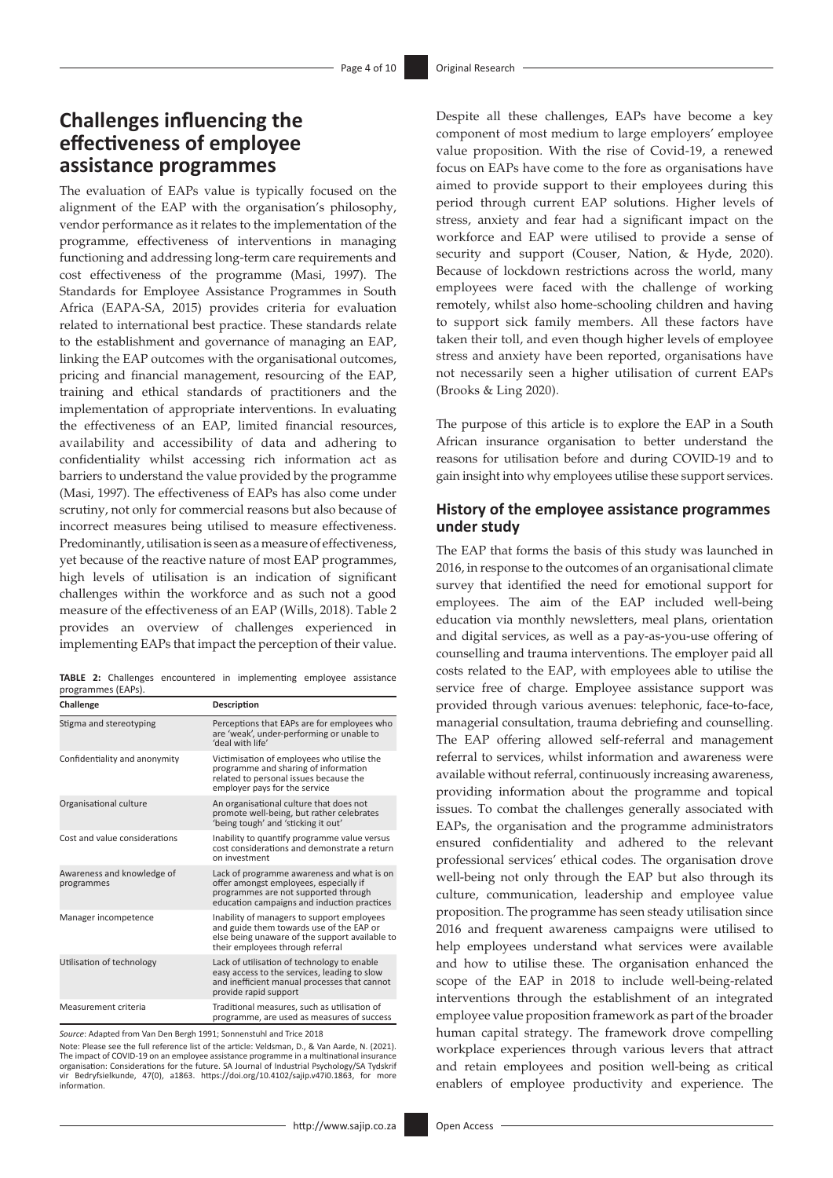## Challenges influencing the effectiveness of employee assistance programmes

The evaluation of EAPs value is typically focused on the alignment of the EAP with the organisation's philosophy, vendor performance as it relates to the implementation of the programme, effectiveness of interventions in managing functioning and addressing long-term care requirements and cost effectiveness of the programme (Masi, 1997). The Standards for Employee Assistance Programmes in South Africa (EAPA-SA, 2015) provides criteria for evaluation related to international best practice. These standards relate to the establishment and governance of managing an EAP, linking the EAP outcomes with the organisational outcomes, pricing and financial management, resourcing of the EAP, training and ethical standards of practitioners and the implementation of appropriate interventions. In evaluating the effectiveness of an EAP, limited financial resources, availability and accessibility of data and adhering to confidentiality whilst accessing rich information act as barriers to understand the value provided by the programme (Masi, 1997). The effectiveness of EAPs has also come under scrutiny, not only for commercial reasons but also because of incorrect measures being utilised to measure effectiveness. Predominantly, utilisation is seen as a measure of effectiveness, yet because of the reactive nature of most EAP programmes, high levels of utilisation is an indication of significant challenges within the workforce and as such not a good measure of the effectiveness of an EAP (Wills, 2018). Table 2 provides an overview of challenges experienced in implementing EAPs that impact the perception of their value.

**TABLE 2:** Challenges encountered in implementing employee assistance programmes (EAPs).

| Challenge | Description |
|---|---|
| Stigma and stereotyping | Perceptions that EAPs are for employees who are 'weak', under-performing or unable to 'deal with life' |
| Confidentiality and anonymity | Victimisation of employees who utilise the programme and sharing of information related to personal issues because the employer pays for the service |
| Organisational culture | An organisational culture that does not promote well-being, but rather celebrates 'being tough' and 'sticking it out' |
| Cost and value considerations | Inability to quantify programme value versus cost considerations and demonstrate a return on investment |
| Awareness and knowledge of programmes | Lack of programme awareness and what is on offer amongst employees, especially if programmes are not supported through education campaigns and induction practices |
| Manager incompetence | Inability of managers to support employees and guide them towards use of the EAP or else being unaware of the support available to their employees through referral |
| Utilisation of technology | Lack of utilisation of technology to enable easy access to the services, leading to slow and inefficient manual processes that cannot provide rapid support |
| Measurement criteria | Traditional measures, such as utilisation of programme, are used as measures of success |

*Source*: Adapted from Van Den Bergh 1991; Sonnenstuhl and Trice 2018

Note: Please see the full reference list of the article: Veldsman, D., & Van Aarde, N. (2021). The impact of COVID-19 on an employee assistance programme in a multinational insurance organisation: Considerations for the future. SA Journal of Industrial Psychology/SA Tydskrif vir Bedryfsielkunde, 47(0), a1863. https://doi.org/10.4102/sajip.v47i0.1863, for more information.

Despite all these challenges, EAPs have become a key component of most medium to large employers' employee value proposition. With the rise of Covid-19, a renewed focus on EAPs have come to the fore as organisations have aimed to provide support to their employees during this period through current EAP solutions. Higher levels of stress, anxiety and fear had a significant impact on the workforce and EAP were utilised to provide a sense of security and support (Couser, Nation, & Hyde, 2020). Because of lockdown restrictions across the world, many employees were faced with the challenge of working remotely, whilst also home-schooling children and having to support sick family members. All these factors have taken their toll, and even though higher levels of employee stress and anxiety have been reported, organisations have not necessarily seen a higher utilisation of current EAPs (Brooks & Ling 2020).

The purpose of this article is to explore the EAP in a South African insurance organisation to better understand the reasons for utilisation before and during COVID-19 and to gain insight into why employees utilise these support services.

### History of the employee assistance programmes under study

The EAP that forms the basis of this study was launched in 2016, in response to the outcomes of an organisational climate survey that identified the need for emotional support for employees. The aim of the EAP included well-being education via monthly newsletters, meal plans, orientation and digital services, as well as a pay-as-you-use offering of counselling and trauma interventions. The employer paid all costs related to the EAP, with employees able to utilise the service free of charge. Employee assistance support was provided through various avenues: telephonic, face-to-face, managerial consultation, trauma debriefing and counselling. The EAP offering allowed self-referral and management referral to services, whilst information and awareness were available without referral, continuously increasing awareness, providing information about the programme and topical issues. To combat the challenges generally associated with EAPs, the organisation and the programme administrators ensured confidentiality and adhered to the relevant professional services' ethical codes. The organisation drove well-being not only through the EAP but also through its culture, communication, leadership and employee value proposition. The programme has seen steady utilisation since 2016 and frequent awareness campaigns were utilised to help employees understand what services were available and how to utilise these. The organisation enhanced the scope of the EAP in 2018 to include well-being-related interventions through the establishment of an integrated employee value proposition framework as part of the broader human capital strategy. The framework drove compelling workplace experiences through various levers that attract and retain employees and position well-being as critical enablers of employee productivity and experience. The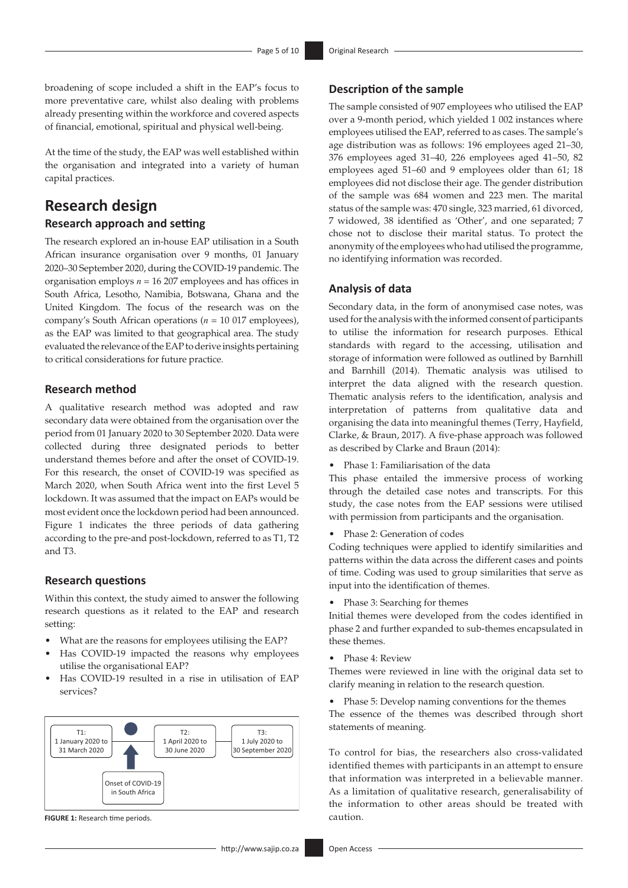broadening of scope included a shift in the EAP's focus to more preventative care, whilst also dealing with problems already presenting within the workforce and covered aspects of financial, emotional, spiritual and physical well-being.

At the time of the study, the EAP was well established within the organisation and integrated into a variety of human capital practices.

# Research design

## Research approach and setting

The research explored an in-house EAP utilisation in a South African insurance organisation over 9 months, 01 January 2020–30 September 2020, during the COVID-19 pandemic. The organisation employs $n$ = 16 207 employees and has offices in South Africa, Lesotho, Namibia, Botswana, Ghana and the United Kingdom. The focus of the research was on the company's South African operations ($n$ = 10 017 employees), as the EAP was limited to that geographical area. The study evaluated the relevance of the EAP to derive insights pertaining to critical considerations for future practice.

## Research method

A qualitative research method was adopted and raw secondary data were obtained from the organisation over the period from 01 January 2020 to 30 September 2020. Data were collected during three designated periods to better understand themes before and after the onset of COVID-19. For this research, the onset of COVID-19 was specified as March 2020, when South Africa went into the first Level 5 lockdown. It was assumed that the impact on EAPs would be most evident once the lockdown period had been announced. Figure 1 indicates the three periods of data gathering according to the pre-and post-lockdown, referred to as T1, T2 and T3.

## Research questions

Within this context, the study aimed to answer the following research questions as it related to the EAP and research setting:

- What are the reasons for employees utilising the EAP?
- Has COVID-19 impacted the reasons why employees utilise the organisational EAP?
- Has COVID-19 resulted in a rise in utilisation of EAP services?

T1: 1 January 2020 to 31 March 2020 | T2: 1 April 2020 to 30 June 2020 | T3: 1 July 2020 to 30 September 2020 | Onset of COVID-19 in South Africa

**FIGURE 1:** Research time periods.

## Description of the sample

The sample consisted of 907 employees who utilised the EAP over a 9-month period, which yielded 1 002 instances where employees utilised the EAP, referred to as cases. The sample's age distribution was as follows: 196 employees aged 21–30, 376 employees aged 31–40, 226 employees aged 41–50, 82 employees aged 51–60 and 9 employees older than 61; 18 employees did not disclose their age. The gender distribution of the sample was 684 women and 223 men. The marital status of the sample was: 470 single, 323 married, 61 divorced, 7 widowed, 38 identified as 'Other', and one separated; 7 chose not to disclose their marital status. To protect the anonymity of the employees who had utilised the programme, no identifying information was recorded.

## Analysis of data

Secondary data, in the form of anonymised case notes, was used for the analysis with the informed consent of participants to utilise the information for research purposes. Ethical standards with regard to the accessing, utilisation and storage of information were followed as outlined by Barnhill and Barnhill (2014). Thematic analysis was utilised to interpret the data aligned with the research question. Thematic analysis refers to the identification, analysis and interpretation of patterns from qualitative data and organising the data into meaningful themes (Terry, Hayfield, Clarke, & Braun, 2017). A five-phase approach was followed as described by Clarke and Braun (2014):

- Phase 1: Familiarisation of the data

This phase entailed the immersive process of working through the detailed case notes and transcripts. For this study, the case notes from the EAP sessions were utilised with permission from participants and the organisation.

- Phase 2: Generation of codes

Coding techniques were applied to identify similarities and patterns within the data across the different cases and points of time. Coding was used to group similarities that serve as input into the identification of themes.

- Phase 3: Searching for themes

Initial themes were developed from the codes identified in phase 2 and further expanded to sub-themes encapsulated in these themes.

- Phase 4: Review

Themes were reviewed in line with the original data set to clarify meaning in relation to the research question.

- Phase 5: Develop naming conventions for the themes

The essence of the themes was described through short statements of meaning.

To control for bias, the researchers also cross-validated identified themes with participants in an attempt to ensure that information was interpreted in a believable manner. As a limitation of qualitative research, generalisability of the information to other areas should be treated with caution.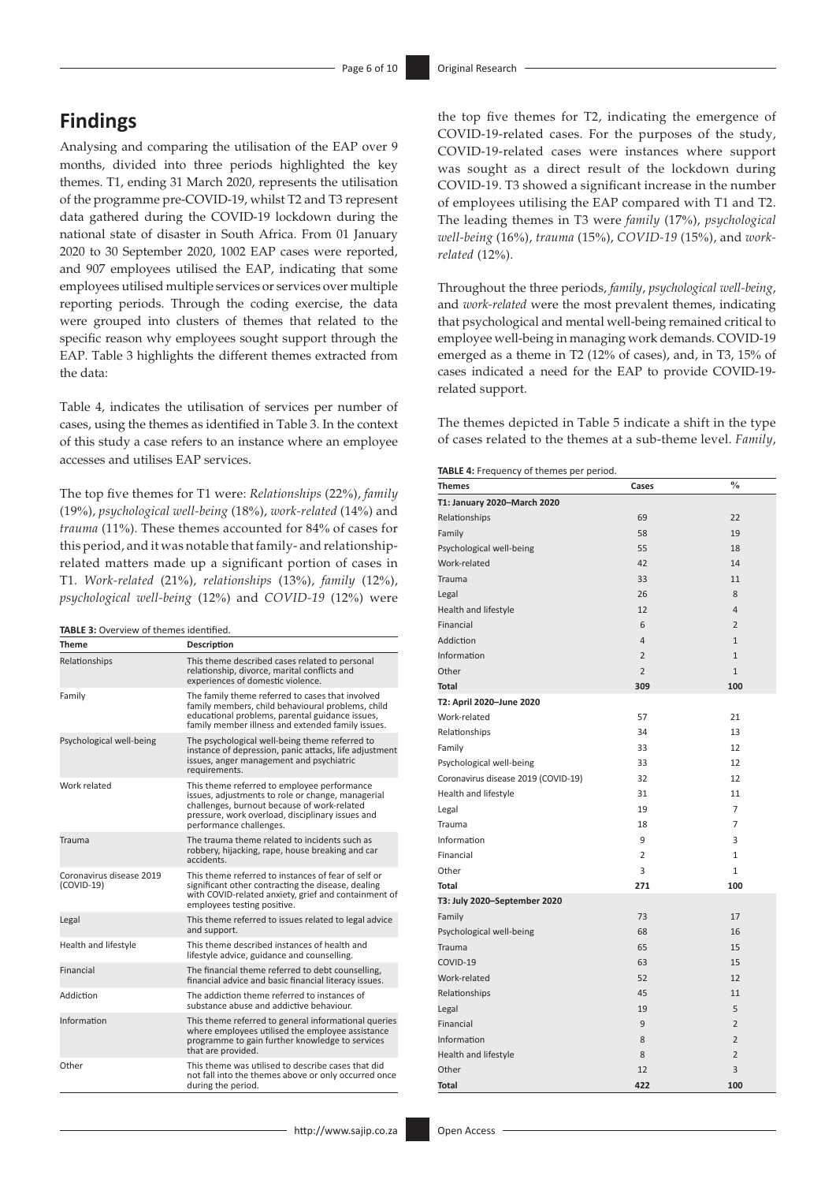## Findings

Analysing and comparing the utilisation of the EAP over 9 months, divided into three periods highlighted the key themes. T1, ending 31 March 2020, represents the utilisation of the programme pre-COVID-19, whilst T2 and T3 represent data gathered during the COVID-19 lockdown during the national state of disaster in South Africa. From 01 January 2020 to 30 September 2020, 1002 EAP cases were reported, and 907 employees utilised the EAP, indicating that some employees utilised multiple services or services over multiple reporting periods. Through the coding exercise, the data were grouped into clusters of themes that related to the specific reason why employees sought support through the EAP. Table 3 highlights the different themes extracted from the data:

Table 4, indicates the utilisation of services per number of cases, using the themes as identified in Table 3. In the context of this study a case refers to an instance where an employee accesses and utilises EAP services.

The top five themes for T1 were: *Relationships* (22%), *family* (19%), *psychological well-being* (18%), *work-related* (14%) and *trauma* (11%). These themes accounted for 84% of cases for this period, and it was notable that family- and relationship-related matters made up a significant portion of cases in T1. *Work-related* (21%), *relationships* (13%), *family* (12%), *psychological well-being* (12%) and *COVID-19* (12%) were the top five themes for T2, indicating the emergence of COVID-19-related cases. For the purposes of the study, COVID-19-related cases were instances where support was sought as a direct result of the lockdown during COVID-19. T3 showed a significant increase in the number of employees utilising the EAP compared with T1 and T2. The leading themes in T3 were *family* (17%), *psychological well-being* (16%), *trauma* (15%), *COVID-19* (15%), and *work-related* (12%).

Throughout the three periods, *family*, *psychological well-being*, and *work-related* were the most prevalent themes, indicating that psychological and mental well-being remained critical to employee well-being in managing work demands. COVID-19 emerged as a theme in T2 (12% of cases), and, in T3, 15% of cases indicated a need for the EAP to provide COVID-19-related support.

The themes depicted in Table 5 indicate a shift in the type of cases related to the themes at a sub-theme level. *Family*,

**TABLE 3:** Overview of themes identified.

| Theme | Description |
|---|---|
| Relationships | This theme described cases related to personal relationship, divorce, marital conflicts and experiences of domestic violence. |
| Family | The family theme referred to cases that involved family members, child behavioural problems, child educational problems, parental guidance issues, family member illness and extended family issues. |
| Psychological well-being | The psychological well-being theme referred to instance of depression, panic attacks, life adjustment issues, anger management and psychiatric requirements. |
| Work related | This theme referred to employee performance issues, adjustments to role or change, managerial challenges, burnout because of work-related pressure, work overload, disciplinary issues and performance challenges. |
| Trauma | The trauma theme related to incidents such as robbery, hijacking, rape, house breaking and car accidents. |
| Coronavirus disease 2019 (COVID-19) | This theme referred to instances of fear of self or significant other contracting the disease, dealing with COVID-related anxiety, grief and containment of employees testing positive. |
| Legal | This theme referred to issues related to legal advice and support. |
| Health and lifestyle | This theme described instances of health and lifestyle advice, guidance and counselling. |
| Financial | The financial theme referred to debt counselling, financial advice and basic financial literacy issues. |
| Addiction | The addiction theme referred to instances of substance abuse and addictive behaviour. |
| Information | This theme referred to general informational queries where employees utilised the employee assistance programme to gain further knowledge to services that are provided. |
| Other | This theme was utilised to describe cases that did not fall into the themes above or only occurred once during the period. |

**TABLE 4:** Frequency of themes per period.

| Themes | Cases | % |
|---|---|---|
| **T1: January 2020–March 2020** | | |
| Relationships | 69 | 22 |
| Family | 58 | 19 |
| Psychological well-being | 55 | 18 |
| Work-related | 42 | 14 |
| Trauma | 33 | 11 |
| Legal | 26 | 8 |
| Health and lifestyle | 12 | 4 |
| Financial | 6 | 2 |
| Addiction | 4 | 1 |
| Information | 2 | 1 |
| Other | 2 | 1 |
| **Total** | **309** | **100** |
| **T2: April 2020–June 2020** | | |
| Work-related | 57 | 21 |
| Relationships | 34 | 13 |
| Family | 33 | 12 |
| Psychological well-being | 33 | 12 |
| Coronavirus disease 2019 (COVID-19) | 32 | 12 |
| Health and lifestyle | 31 | 11 |
| Legal | 19 | 7 |
| Trauma | 18 | 7 |
| Information | 9 | 3 |
| Financial | 2 | 1 |
| Other | 3 | 1 |
| **Total** | **271** | **100** |
| **T3: July 2020–September 2020** | | |
| Family | 73 | 17 |
| Psychological well-being | 68 | 16 |
| Trauma | 65 | 15 |
| COVID-19 | 63 | 15 |
| Work-related | 52 | 12 |
| Relationships | 45 | 11 |
| Legal | 19 | 5 |
| Financial | 9 | 2 |
| Information | 8 | 2 |
| Health and lifestyle | 8 | 2 |
| Other | 12 | 3 |
| **Total** | **422** | **100** |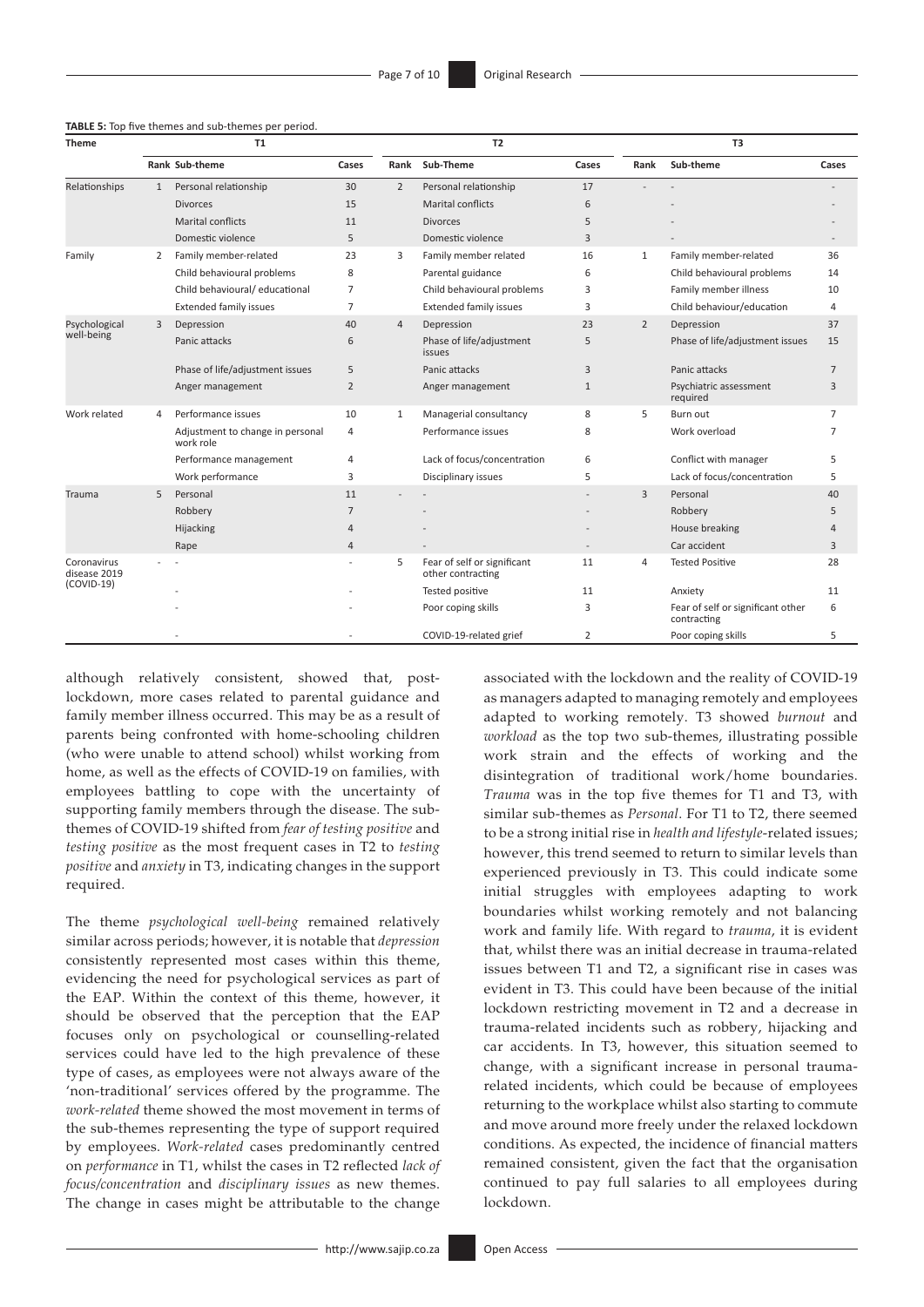**TABLE 5:** Top five themes and sub-themes per period.

| Theme | T1 | | | T2 | | | T3 | | |
|---|---|---|---|---|---|---|---|---|---|
| | Rank | Sub-theme | Cases | Rank | Sub-Theme | Cases | Rank | Sub-theme | Cases |
| Relationships | 1 | Personal relationship | 30 | 2 | Personal relationship | 17 | - | - | - |
| | | Divorces | 15 | | Marital conflicts | 6 | | - | - |
| | | Marital conflicts | 11 | | Divorces | 5 | | - | - |
| | | Domestic violence | 5 | | Domestic violence | 3 | | - | - |
| Family | 2 | Family member-related | 23 | 3 | Family member related | 16 | 1 | Family member-related | 36 |
| | | Child behavioural problems | 8 | | Parental guidance | 6 | | Child behavioural problems | 14 |
| | | Child behavioural/ educational | 7 | | Child behavioural problems | 3 | | Family member illness | 10 |
| | | Extended family issues | 7 | | Extended family issues | 3 | | Child behaviour/education | 4 |
| Psychological well-being | 3 | Depression | 40 | 4 | Depression | 23 | 2 | Depression | 37 |
| | | Panic attacks | 6 | | Phase of life/adjustment issues | 5 | | Phase of life/adjustment issues | 15 |
| | | Phase of life/adjustment issues | 5 | | Panic attacks | 3 | | Panic attacks | 7 |
| | | Anger management | 2 | | Anger management | 1 | | Psychiatric assessment required | 3 |
| Work related | 4 | Performance issues | 10 | 1 | Managerial consultancy | 8 | 5 | Burn out | 7 |
| | | Adjustment to change in personal work role | 4 | | Performance issues | 8 | | Work overload | 7 |
| | | Performance management | 4 | | Lack of focus/concentration | 6 | | Conflict with manager | 5 |
| | | Work performance | 3 | | Disciplinary issues | 5 | | Lack of focus/concentration | 5 |
| Trauma | 5 | Personal | 11 | - | - | - | 3 | Personal | 40 |
| | | Robbery | 7 | | - | - | | Robbery | 5 |
| | | Hijacking | 4 | | - | - | | House breaking | 4 |
| | | Rape | 4 | | - | - | | Car accident | 3 |
| Coronavirus disease 2019 (COVID-19) | - | - | - | 5 | Fear of self or significant other contracting | 11 | 4 | Tested Positive | 28 |
| | | - | - | | Tested positive | 11 | | Anxiety | 11 |
| | | - | - | | Poor coping skills | 3 | | Fear of self or significant other contracting | 6 |
| | | - | - | | COVID-19-related grief | 2 | | Poor coping skills | 5 |

although relatively consistent, showed that, post-lockdown, more cases related to parental guidance and family member illness occurred. This may be as a result of parents being confronted with home-schooling children (who were unable to attend school) whilst working from home, as well as the effects of COVID-19 on families, with employees battling to cope with the uncertainty of supporting family members through the disease. The sub-themes of COVID-19 shifted from *fear of testing positive* and *testing positive* as the most frequent cases in T2 to *testing positive* and *anxiety* in T3, indicating changes in the support required.

The theme *psychological well-being* remained relatively similar across periods; however, it is notable that *depression* consistently represented most cases within this theme, evidencing the need for psychological services as part of the EAP. Within the context of this theme, however, it should be observed that the perception that the EAP focuses only on psychological or counselling-related services could have led to the high prevalence of these type of cases, as employees were not always aware of the 'non-traditional' services offered by the programme. The *work-related* theme showed the most movement in terms of the sub-themes representing the type of support required by employees. *Work-related* cases predominantly centred on *performance* in T1, whilst the cases in T2 reflected *lack of focus/concentration* and *disciplinary issues* as new themes. The change in cases might be attributable to the change associated with the lockdown and the reality of COVID-19 as managers adapted to managing remotely and employees adapted to working remotely. T3 showed *burnout* and *workload* as the top two sub-themes, illustrating possible work strain and the effects of working and the disintegration of traditional work/home boundaries. *Trauma* was in the top five themes for T1 and T3, with similar sub-themes as *Personal*. For T1 to T2, there seemed to be a strong initial rise in *health and lifestyle*-related issues; however, this trend seemed to return to similar levels than experienced previously in T3. This could indicate some initial struggles with employees adapting to work boundaries whilst working remotely and not balancing work and family life. With regard to *trauma*, it is evident that, whilst there was an initial decrease in trauma-related issues between T1 and T2, a significant rise in cases was evident in T3. This could have been because of the initial lockdown restricting movement in T2 and a decrease in trauma-related incidents such as robbery, hijacking and car accidents. In T3, however, this situation seemed to change, with a significant increase in personal trauma-related incidents, which could be because of employees returning to the workplace whilst also starting to commute and move around more freely under the relaxed lockdown conditions. As expected, the incidence of financial matters remained consistent, given the fact that the organisation continued to pay full salaries to all employees during lockdown.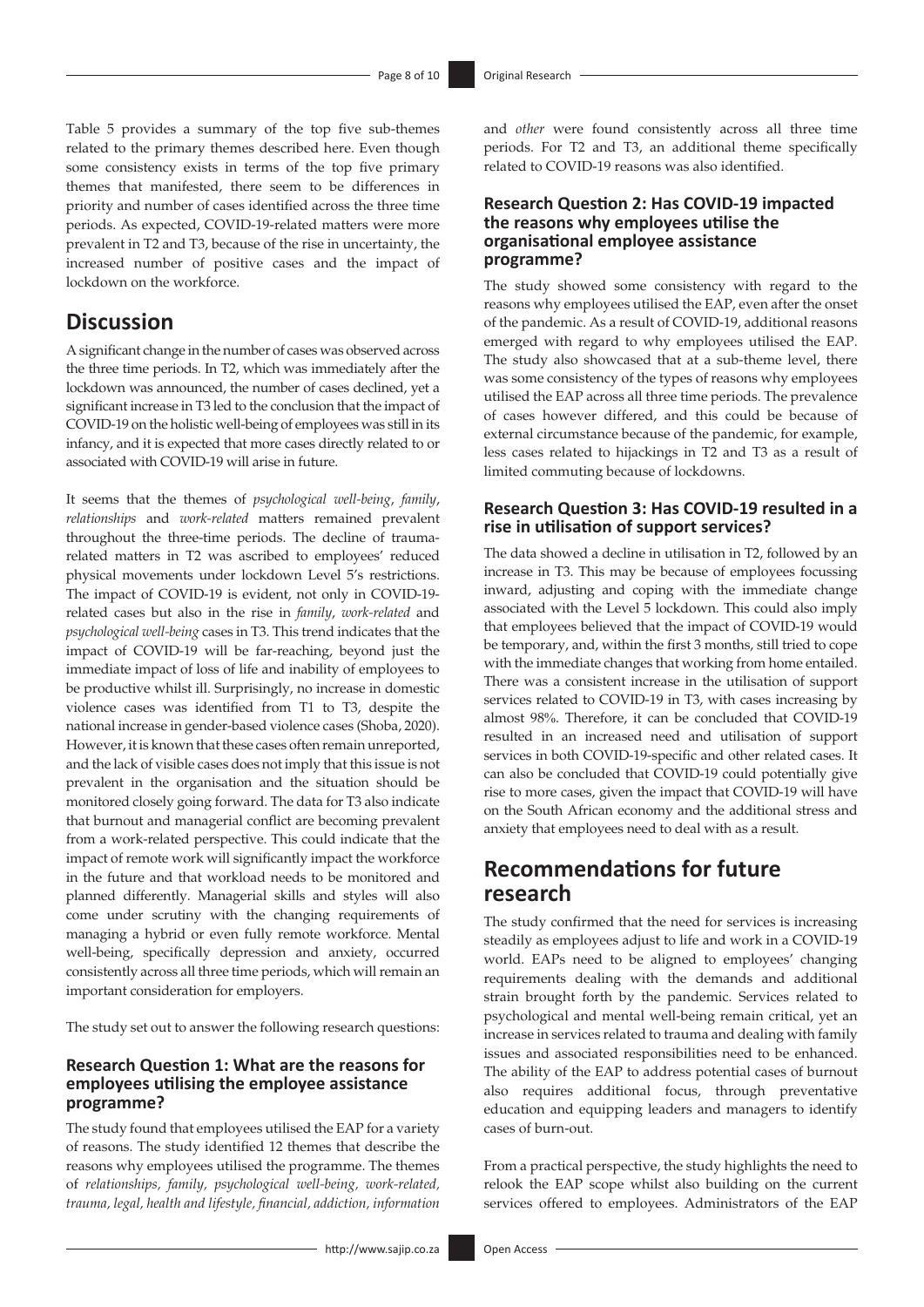Table 5 provides a summary of the top five sub-themes related to the primary themes described here. Even though some consistency exists in terms of the top five primary themes that manifested, there seem to be differences in priority and number of cases identified across the three time periods. As expected, COVID-19-related matters were more prevalent in T2 and T3, because of the rise in uncertainty, the increased number of positive cases and the impact of lockdown on the workforce.

# Discussion

A significant change in the number of cases was observed across the three time periods. In T2, which was immediately after the lockdown was announced, the number of cases declined, yet a significant increase in T3 led to the conclusion that the impact of COVID-19 on the holistic well-being of employees was still in its infancy, and it is expected that more cases directly related to or associated with COVID-19 will arise in future.

It seems that the themes of *psychological well-being*, *family*, *relationships* and *work-related* matters remained prevalent throughout the three-time periods. The decline of trauma-related matters in T2 was ascribed to employees' reduced physical movements under lockdown Level 5's restrictions. The impact of COVID-19 is evident, not only in COVID-19-related cases but also in the rise in *family*, *work-related* and *psychological well-being* cases in T3. This trend indicates that the impact of COVID-19 will be far-reaching, beyond just the immediate impact of loss of life and inability of employees to be productive whilst ill. Surprisingly, no increase in domestic violence cases was identified from T1 to T3, despite the national increase in gender-based violence cases (Shoba, 2020). However, it is known that these cases often remain unreported, and the lack of visible cases does not imply that this issue is not prevalent in the organisation and the situation should be monitored closely going forward. The data for T3 also indicate that burnout and managerial conflict are becoming prevalent from a work-related perspective. This could indicate that the impact of remote work will significantly impact the workforce in the future and that workload needs to be monitored and planned differently. Managerial skills and styles will also come under scrutiny with the changing requirements of managing a hybrid or even fully remote workforce. Mental well-being, specifically depression and anxiety, occurred consistently across all three time periods, which will remain an important consideration for employers.

The study set out to answer the following research questions:

### Research Question 1: What are the reasons for employees utilising the employee assistance programme?

The study found that employees utilised the EAP for a variety of reasons. The study identified 12 themes that describe the reasons why employees utilised the programme. The themes of *relationships, family, psychological well-being, work-related, trauma, legal, health and lifestyle, financial, addiction, information* and *other* were found consistently across all three time periods. For T2 and T3, an additional theme specifically related to COVID-19 reasons was also identified.

### Research Question 2: Has COVID-19 impacted the reasons why employees utilise the organisational employee assistance programme?

The study showed some consistency with regard to the reasons why employees utilised the EAP, even after the onset of the pandemic. As a result of COVID-19, additional reasons emerged with regard to why employees utilised the EAP. The study also showcased that at a sub-theme level, there was some consistency of the types of reasons why employees utilised the EAP across all three time periods. The prevalence of cases however differed, and this could be because of external circumstance because of the pandemic, for example, less cases related to hijackings in T2 and T3 as a result of limited commuting because of lockdowns.

### Research Question 3: Has COVID-19 resulted in a rise in utilisation of support services?

The data showed a decline in utilisation in T2, followed by an increase in T3. This may be because of employees focussing inward, adjusting and coping with the immediate change associated with the Level 5 lockdown. This could also imply that employees believed that the impact of COVID-19 would be temporary, and, within the first 3 months, still tried to cope with the immediate changes that working from home entailed. There was a consistent increase in the utilisation of support services related to COVID-19 in T3, with cases increasing by almost 98%. Therefore, it can be concluded that COVID-19 resulted in an increased need and utilisation of support services in both COVID-19-specific and other related cases. It can also be concluded that COVID-19 could potentially give rise to more cases, given the impact that COVID-19 will have on the South African economy and the additional stress and anxiety that employees need to deal with as a result.

# Recommendations for future research

The study confirmed that the need for services is increasing steadily as employees adjust to life and work in a COVID-19 world. EAPs need to be aligned to employees' changing requirements dealing with the demands and additional strain brought forth by the pandemic. Services related to psychological and mental well-being remain critical, yet an increase in services related to trauma and dealing with family issues and associated responsibilities need to be enhanced. The ability of the EAP to address potential cases of burnout also requires additional focus, through preventative education and equipping leaders and managers to identify cases of burn-out.

From a practical perspective, the study highlights the need to relook the EAP scope whilst also building on the current services offered to employees. Administrators of the EAP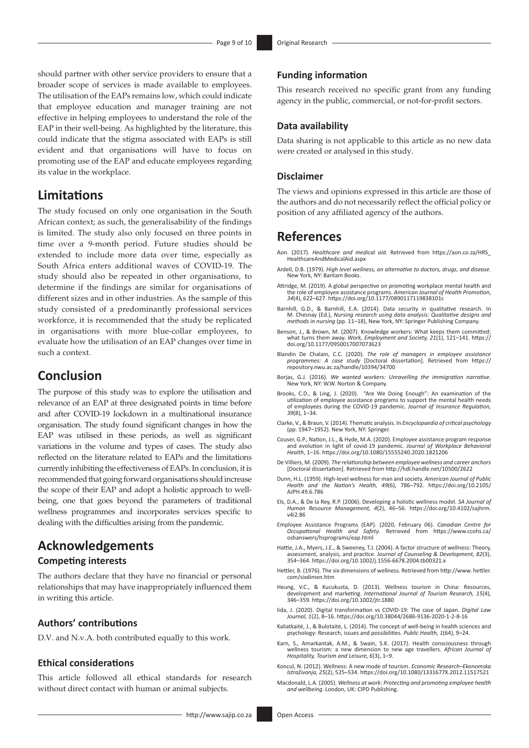should partner with other service providers to ensure that a broader scope of services is made available to employees. The utilisation of the EAPs remains low, which could indicate that employee education and manager training are not effective in helping employees to understand the role of the EAP in their well-being. As highlighted by the literature, this could indicate that the stigma associated with EAPs is still evident and that organisations will have to focus on promoting use of the EAP and educate employees regarding its value in the workplace.

## Limitations

The study focused on only one organisation in the South African context; as such, the generalisability of the findings is limited. The study also only focused on three points in time over a 9-month period. Future studies should be extended to include more data over time, especially as South Africa enters additional waves of COVID-19. The study should also be repeated in other organisations, to determine if the findings are similar for organisations of different sizes and in other industries. As the sample of this study consisted of a predominantly professional services workforce, it is recommended that the study be replicated in organisations with more blue-collar employees, to evaluate how the utilisation of an EAP changes over time in such a context.

## Conclusion

The purpose of this study was to explore the utilisation and relevance of an EAP at three designated points in time before and after COVID-19 lockdown in a multinational insurance organisation. The study found significant changes in how the EAP was utilised in these periods, as well as significant variations in the volume and types of cases. The study also reflected on the literature related to EAPs and the limitations currently inhibiting the effectiveness of EAPs. In conclusion, it is recommended that going forward organisations should increase the scope of their EAP and adopt a holistic approach to well-being, one that goes beyond the parameters of traditional wellness programmes and incorporates services specific to dealing with the difficulties arising from the pandemic.

## Acknowledgements

### Competing interests

The authors declare that they have no financial or personal relationships that may have inappropriately influenced them in writing this article.

### Authors' contributions

D.V. and N.v.A. both contributed equally to this work.

### Ethical considerations

This article followed all ethical standards for research without direct contact with human or animal subjects.

### Funding information

This research received no specific grant from any funding agency in the public, commercial, or not-for-profit sectors.

### Data availability

Data sharing is not applicable to this article as no new data were created or analysed in this study.

### Disclaimer

The views and opinions expressed in this article are those of the authors and do not necessarily reflect the official policy or position of any affiliated agency of the authors.

## References

Aon. (2017). *Healthcare and medical aid*. Retrieved from https://aon.co.za/HRS_HealthcareAndMedicalAid.aspx

Ardell, D.B. (1979). *High level wellness, an alternative to doctors, drugs, and disease*. New York, NY: Bantam Books.

Attridge, M. (2019). A global perspective on promoting workplace mental health and the role of employee assistance programs. *American Journal of Health Promotion, 34*(4), 622–627. https://doi.org/10.1177/0890117119838101c

Barnhill, G.D., & Barnhill, E.A. (2014). Data security in qualitative research. In M. Chesnay (Ed.), *Nursing research using data analysis: Qualitative designs and methods in nursing* (pp. 11–18), New York, NY: Springer Publishing Company.

Benson, J., & Brown, M. (2007). Knowledge workers: What keeps them committed; what turns them away. *Work, Employment and Society, 21*(1), 121–141. https://doi.org/10.1177/0950017007073623

Blandin De Chalain, C.C. (2020). *The role of managers in employee assistance programmes: A case study* [Doctoral dissertation]. Retrieved from https://repository.nwu.ac.za/handle/10394/34700

Borjas, G.J. (2016). *We wanted workers: Unravelling the immigration narrative*. New York, NY: W.W. Norton & Company.

Brooks, C.D., & Ling, J. (2020). "Are We Doing Enough": An examination of the utilization of employee assistance programs to support the mental health needs of employees during the COVID-19 pandemic. *Journal of Insurance Regulation, 39*(8), 1–34.

Clarke, V., & Braun, V. (2014). Thematic analysis. In *Encyclopaedia of critical psychology* (pp. 1947–1952). New York, NY: Springer.

Couser, G.P., Nation, J.L., & Hyde, M.A. (2020). Employee assistance program response and evolution in light of covid-19 pandemic. *Journal of Workplace Behavioral Health*, 1–16. https://doi.org/10.1080/15555240.2020.1821206

De Villiers, M. (2009). *The relationship between employee wellness and career anchors* [Doctoral dissertation]. Retrieved from http://hdl.handle.net/10500/2622

Dunn, H.L. (1959). High-level wellness for man and society. *American Journal of Public Health and the Nation's Health, 49*(6), 786–792. https://doi.org/10.2105/AJPH.49.6.786

Els, D.A., & De la Rey, R.P. (2006). Developing a holistic wellness model. *SA Journal of Human Resource Management, 4*(2), 46–56. https://doi.org/10.4102/sajhrm.v4i2.86

Employee Assistance Programs (EAP). (2020, February 06). *Canadian Centre for Occupational Health and Safety*. Retrieved from https://www.ccohs.ca/oshanswers/hsprograms/eap.html

Hattie, J.A., Myers, J.E., & Sweeney, T.J. (2004). A factor structure of wellness: Theory, assessment, analysis, and practice. *Journal of Counseling & Development, 82*(3), 354–364. https://doi.org/10.1002/j.1556-6678.2004.tb00321.x

Hettler, B. (1976). The six dimensions of wellness. Retrieved from http://www.hettler.com/sixdimen.htm

Heung, V.C., & Kucukusta, D. (2013). Wellness tourism in China: Resources, development and marketing. *International Journal of Tourism Research, 15*(4), 346–359. https://doi.org/10.1002/jtr.1880

Iida, J. (2020). Digital transformation vs COVID-19: The case of Japan. *Digital Law Journal, 1*(2), 8–16. https://doi.org/10.38044/2686-9136-2020-1-2-8-16

Kaliatkaitė, J., & Bulotaitė, L. (2014). The concept of well-being in health sciences and psychology: Research, issues and possibilities. *Public Health, 1*(64), 9–24.

Karn, S., Amarkantak, A.M., & Swain, S.K. (2017). Health consciousness through wellness tourism: a new dimension to new age travellers. *African Journal of Hospitality, Tourism and Leisure, 6*(3), 1–9.

Koncul, N. (2012). Wellness: A new mode of tourism. *Economic Research–Ekonomska Istraživanja, 25*(2), 525–534. https://doi.org/10.1080/1331677X.2012.11517521

Macdonald, L.A. (2005). *Wellness at work: Protecting and promoting employee health and wellbeing*. London, UK: CIPD Publishing.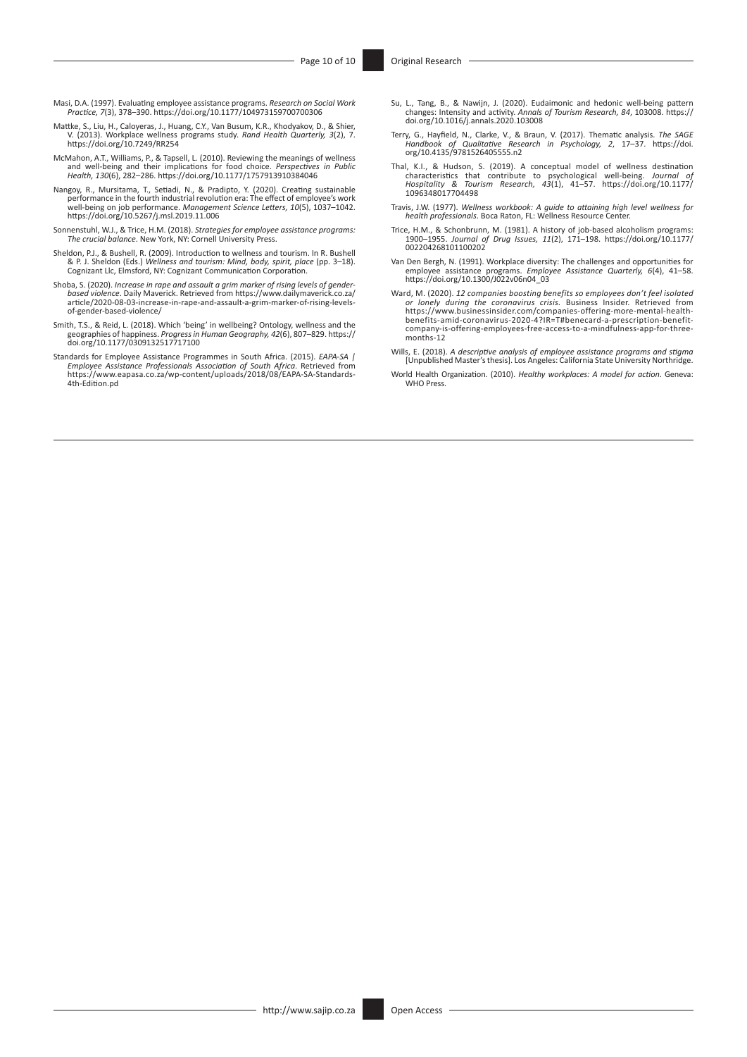Masi, D.A. (1997). Evaluating employee assistance programs. *Research on Social Work Practice, 7*(3), 378–390. https://doi.org/10.1177/104973159700700306

Mattke, S., Liu, H., Caloyeras, J., Huang, C.Y., Van Busum, K.R., Khodyakov, D., & Shier, V. (2013). Workplace wellness programs study. *Rand Health Quarterly, 3*(2), 7. https://doi.org/10.7249/RR254

McMahon, A.T., Williams, P., & Tapsell, L. (2010). Reviewing the meanings of wellness and well-being and their implications for food choice. *Perspectives in Public Health, 130*(6), 282–286. https://doi.org/10.1177/1757913910384046

Nangoy, R., Mursitama, T., Setiadi, N., & Pradipto, Y. (2020). Creating sustainable performance in the fourth industrial revolution era: The effect of employee's work well-being on job performance. *Management Science Letters, 10*(5), 1037–1042. https://doi.org/10.5267/j.msl.2019.11.006

Sonnenstuhl, W.J., & Trice, H.M. (2018). *Strategies for employee assistance programs: The crucial balance*. New York, NY: Cornell University Press.

Sheldon, P.J., & Bushell, R. (2009). Introduction to wellness and tourism. In R. Bushell & P. J. Sheldon (Eds.) *Wellness and tourism: Mind, body, spirit, place* (pp. 3–18). Cognizant Llc, Elmsford, NY: Cognizant Communication Corporation.

Shoba, S. (2020). *Increase in rape and assault a grim marker of rising levels of gender-based violence*. Daily Maverick. Retrieved from https://www.dailymaverick.co.za/article/2020-08-03-increase-in-rape-and-assault-a-grim-marker-of-rising-levels-of-gender-based-violence/

Smith, T.S., & Reid, L. (2018). Which 'being' in wellbeing? Ontology, wellness and the geographies of happiness. *Progress in Human Geography, 42*(6), 807–829. https://doi.org/10.1177/0309132517717100

Standards for Employee Assistance Programmes in South Africa. (2015). *EAPA-SA | Employee Assistance Professionals Association of South Africa*. Retrieved from https://www.eapasa.co.za/wp-content/uploads/2018/08/EAPA-SA-Standards-4th-Edition.pd

Su, L., Tang, B., & Nawijn, J. (2020). Eudaimonic and hedonic well-being pattern changes: Intensity and activity. *Annals of Tourism Research, 84*, 103008. https://doi.org/10.1016/j.annals.2020.103008

Terry, G., Hayfield, N., Clarke, V., & Braun, V. (2017). Thematic analysis. *The SAGE Handbook of Qualitative Research in Psychology, 2*, 17–37. https://doi.org/10.4135/9781526405555.n2

Thal, K.I., & Hudson, S. (2019). A conceptual model of wellness destination characteristics that contribute to psychological well-being. *Journal of Hospitality & Tourism Research, 43*(1), 41–57. https://doi.org/10.1177/1096348017704498

Travis, J.W. (1977). *Wellness workbook: A guide to attaining high level wellness for health professionals*. Boca Raton, FL: Wellness Resource Center.

Trice, H.M., & Schonbrunn, M. (1981). A history of job-based alcoholism programs: 1900–1955. *Journal of Drug Issues, 11*(2), 171–198. https://doi.org/10.1177/002204268101100202

Van Den Bergh, N. (1991). Workplace diversity: The challenges and opportunities for employee assistance programs. *Employee Assistance Quarterly, 6*(4), 41–58. https://doi.org/10.1300/J022v06n04_03

Ward, M. (2020). *12 companies boosting benefits so employees don't feel isolated or lonely during the coronavirus crisis*. Business Insider. Retrieved from https://www.businessinsider.com/companies-offering-more-mental-health-benefits-amid-coronavirus-2020-4?IR=T#benecard-a-prescription-benefit-company-is-offering-employees-free-access-to-a-mindfulness-app-for-three-months-12

Wills, E. (2018). *A descriptive analysis of employee assistance programs and stigma* [Unpublished Master's thesis]. Los Angeles: California State University Northridge.

World Health Organization. (2010). *Healthy workplaces: A model for action*. Geneva: WHO Press.